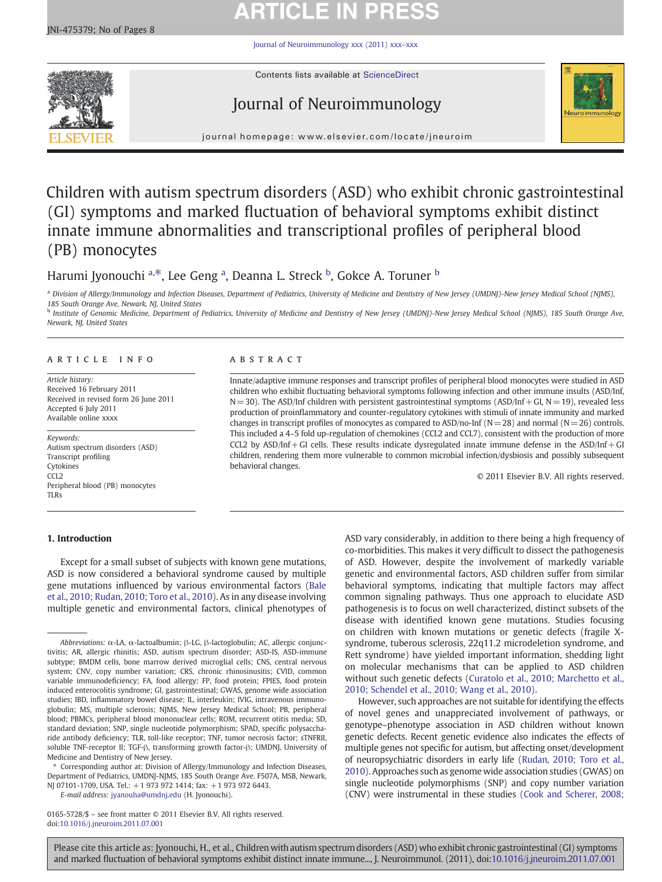# Children with autism spectrum disorders (ASD) who exhibit chronic gastrointestinal (GI) symptoms and marked fluctuation of behavioral symptoms exhibit distinct innate immune abnormalities and transcriptional profiles of peripheral blood (PB) monocytes

Harumi Jyonouchi [a,*], Lee Geng [a], Deanna L. Streck [b], Gokce A. Toruner [b]

[a] Division of Allergy/Immunology and Infection Diseases, Department of Pediatrics, University of Medicine and Dentistry of New Jersey (UMDNJ)-New Jersey Medical School (NJMS), 185 South Orange Ave, Newark, NJ, United States

[b] Institute of Genomic Medicine, Department of Pediatrics, University of Medicine and Dentistry of New Jersey (UMDNJ)-New Jersey Medical School (NJMS), 185 South Orange Ave, Newark, NJ, United States

**ARTICLE INFO**

*Article history:*
Received 16 February 2011
Received in revised form 26 June 2011
Accepted 6 July 2011
Available online xxxx

*Keywords:*
Autism spectrum disorders (ASD)
Transcript profiling
Cytokines
CCL2
Peripheral blood (PB) monocytes
TLRs

**ABSTRACT**

Innate/adaptive immune responses and transcript profiles of peripheral blood monocytes were studied in ASD children who exhibit fluctuating behavioral symptoms following infection and other immune insults (ASD/Inf, N = 30). The ASD/Inf children with persistent gastrointestinal symptoms (ASD/Inf + GI, N = 19), revealed less production of proinflammatory and counter-regulatory cytokines with stimuli of innate immunity and marked changes in transcript profiles of monocytes as compared to ASD/no-Inf (N = 28) and normal (N = 26) controls. This included a 4–5 fold up-regulation of chemokines (CCL2 and CCL7), consistent with the production of more CCL2 by ASD/Inf + GI cells. These results indicate dysregulated innate immune defense in the ASD/Inf + GI children, rendering them more vulnerable to common microbial infection/dysbiosis and possibly subsequent behavioral changes.

© 2011 Elsevier B.V. All rights reserved.

## 1. Introduction

Except for a small subset of subjects with known gene mutations, ASD is now considered a behavioral syndrome caused by multiple gene mutations influenced by various environmental factors (Bale et al., 2010; Rudan, 2010; Toro et al., 2010). As in any disease involving multiple genetic and environmental factors, clinical phenotypes of ASD vary considerably, in addition to there being a high frequency of co-morbidities. This makes it very difficult to dissect the pathogenesis of ASD. However, despite the involvement of markedly variable genetic and environmental factors, ASD children suffer from similar behavioral symptoms, indicating that multiple factors may affect common signaling pathways. Thus one approach to elucidate ASD pathogenesis is to focus on well characterized, distinct subsets of the disease with identified known gene mutations. Studies focusing on children with known mutations or genetic defects (fragile X-syndrome, tuberous sclerosis, 22q11.2 microdeletion syndrome, and Rett syndrome) have yielded important information, shedding light on molecular mechanisms that can be applied to ASD children without such genetic defects (Curatolo et al., 2010; Marchetto et al., 2010; Schendel et al., 2010; Wang et al., 2010).

However, such approaches are not suitable for identifying the effects of novel genes and unappreciated involvement of pathways, or genotype–phenotype association in ASD children without known genetic defects. Recent genetic evidence also indicates the effects of multiple genes not specific for autism, but affecting onset/development of neuropsychiatric disorders in early life (Rudan, 2010; Toro et al., 2010). Approaches such as genome wide association studies (GWAS) on single nucleotide polymorphisms (SNP) and copy number variation (CNV) were instrumental in these studies (Cook and Scherer, 2008;

---

*Abbreviations:* α-LA, α-lactoalbumin; β-LG, β-lactoglobulin; AC, allergic conjunctivitis; AR, allergic rhinitis; ASD, autism spectrum disorder; ASD-IS, ASD-immune subtype; BMDM cells, bone marrow derived microglial cells; CNS, central nervous system; CNV, copy number variation; CRS, chronic rhinosinusitis; CVID, common variable immunodeficiency; FA, food allergy; FP, food protein; FPIES, food protein induced enterocolitis syndrome; GI, gastrointestinal; GWAS, genome wide association studies; IBD, inflammatory bowel disease; IL, interleukin; IVIG, intravenous immunoglobulin; MS, multiple sclerosis; NJMS, New Jersey Medical School; PB, peripheral blood; PBMCs, peripheral blood mononuclear cells; ROM, recurrent otitis media; SD, standard deviation; SNP, single nucleotide polymorphism; SPAD, specific polysaccharide antibody deficiency; TLR, toll-like receptor; TNF, tumor necrosis factor; sTNFRII, soluble TNF-receptor II; TGF-β, transforming growth factor-β; UMDNJ, University of Medicine and Dentistry of New Jersey.

\* Corresponding author at: Division of Allergy/Immunology and Infection Diseases, Department of Pediatrics, UMDNJ-NJMS, 185 South Orange Ave, MSB, Newark, NJ 07101-1709, USA. Tel.: +1 973 972 1414; fax: +1 973 972 6443.
*E-mail address:* jyanouha@umdnj.edu (H. Jyonouchi).

0165-5728/$ – see front matter © 2011 Elsevier B.V. All rights reserved.
doi:10.1016/j.jneuroim.2011.07.001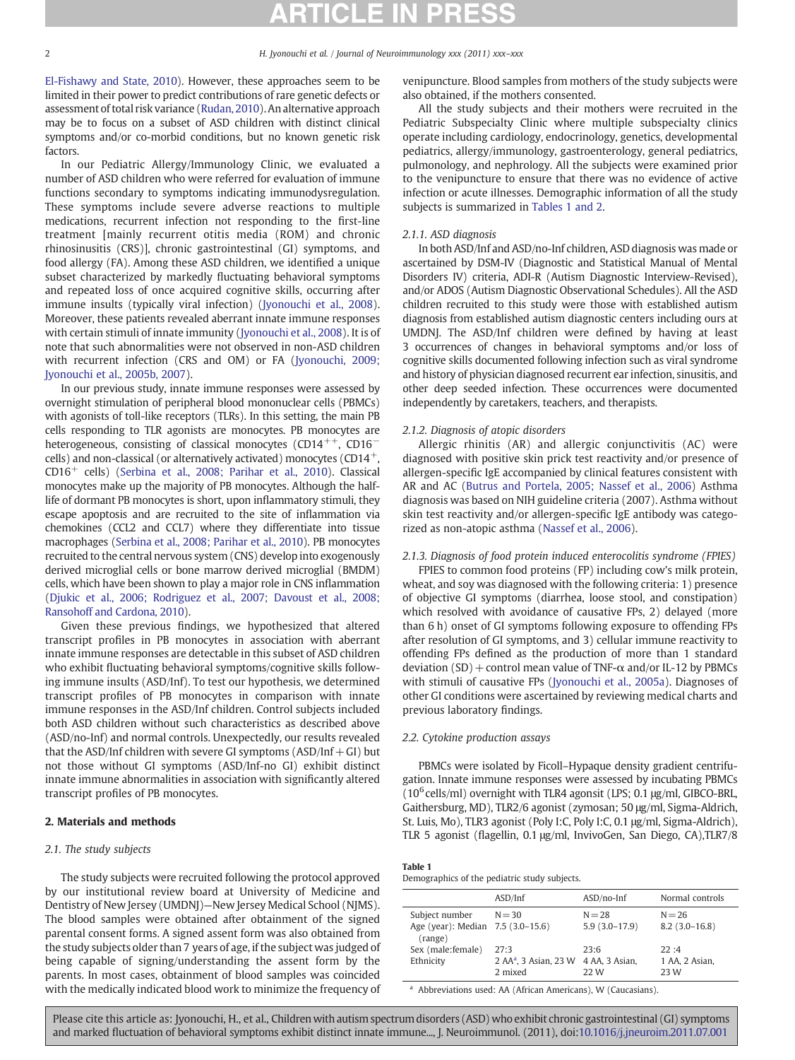El-Fishawy and State, 2010). However, these approaches seem to be limited in their power to predict contributions of rare genetic defects or assessment of total risk variance (Rudan, 2010). An alternative approach may be to focus on a subset of ASD children with distinct clinical symptoms and/or co-morbid conditions, but no known genetic risk factors.

In our Pediatric Allergy/Immunology Clinic, we evaluated a number of ASD children who were referred for evaluation of immune functions secondary to symptoms indicating immunodysregulation. These symptoms include severe adverse reactions to multiple medications, recurrent infection not responding to the first-line treatment [mainly recurrent otitis media (ROM) and chronic rhinosinusitis (CRS)], chronic gastrointestinal (GI) symptoms, and food allergy (FA). Among these ASD children, we identified a unique subset characterized by markedly fluctuating behavioral symptoms and repeated loss of once acquired cognitive skills, occurring after immune insults (typically viral infection) (Jyonouchi et al., 2008). Moreover, these patients revealed aberrant innate immune responses with certain stimuli of innate immunity (Jyonouchi et al., 2008). It is of note that such abnormalities were not observed in non-ASD children with recurrent infection (CRS and OM) or FA (Jyonouchi, 2009; Jyonouchi et al., 2005b, 2007).

In our previous study, innate immune responses were assessed by overnight stimulation of peripheral blood mononuclear cells (PBMCs) with agonists of toll-like receptors (TLRs). In this setting, the main PB cells responding to TLR agonists are monocytes. PB monocytes are heterogeneous, consisting of classical monocytes ($CD14^{++}$, $CD16^{-}$ cells) and non-classical (or alternatively activated) monocytes ($CD14^{+}$, $CD16^{+}$ cells) (Serbina et al., 2008; Parihar et al., 2010). Classical monocytes make up the majority of PB monocytes. Although the half-life of dormant PB monocytes is short, upon inflammatory stimuli, they escape apoptosis and are recruited to the site of inflammation via chemokines (CCL2 and CCL7) where they differentiate into tissue macrophages (Serbina et al., 2008; Parihar et al., 2010). PB monocytes recruited to the central nervous system (CNS) develop into exogenously derived microglial cells or bone marrow derived microglial (BMDM) cells, which have been shown to play a major role in CNS inflammation (Djukic et al., 2006; Rodriguez et al., 2007; Davoust et al., 2008; Ransohoff and Cardona, 2010).

Given these previous findings, we hypothesized that altered transcript profiles in PB monocytes in association with aberrant innate immune responses are detectable in this subset of ASD children who exhibit fluctuating behavioral symptoms/cognitive skills following immune insults (ASD/Inf). To test our hypothesis, we determined transcript profiles of PB monocytes in comparison with innate immune responses in the ASD/Inf children. Control subjects included both ASD children without such characteristics as described above (ASD/no-Inf) and normal controls. Unexpectedly, our results revealed that the ASD/Inf children with severe GI symptoms (ASD/Inf + GI) but not those without GI symptoms (ASD/Inf-no GI) exhibit distinct innate immune abnormalities in association with significantly altered transcript profiles of PB monocytes.

## 2. Materials and methods

### 2.1. The study subjects

The study subjects were recruited following the protocol approved by our institutional review board at University of Medicine and Dentistry of New Jersey (UMDNJ)—New Jersey Medical School (NJMS). The blood samples were obtained after obtainment of the signed parental consent forms. A signed assent form was also obtained from the study subjects older than 7 years of age, if the subject was judged of being capable of signing/understanding the assent form by the parents. In most cases, obtainment of blood samples was coincided with the medically indicated blood work to minimize the frequency of venipuncture. Blood samples from mothers of the study subjects were also obtained, if the mothers consented.

All the study subjects and their mothers were recruited in the Pediatric Subspecialty Clinic where multiple subspecialty clinics operate including cardiology, endocrinology, genetics, developmental pediatrics, allergy/immunology, gastroenterology, general pediatrics, pulmonology, and nephrology. All the subjects were examined prior to the venipuncture to ensure that there was no evidence of active infection or acute illnesses. Demographic information of all the study subjects is summarized in Tables 1 and 2.

#### 2.1.1. ASD diagnosis

In both ASD/Inf and ASD/no-Inf children, ASD diagnosis was made or ascertained by DSM-IV (Diagnostic and Statistical Manual of Mental Disorders IV) criteria, ADI-R (Autism Diagnostic Interview-Revised), and/or ADOS (Autism Diagnostic Observational Schedules). All the ASD children recruited to this study were those with established autism diagnosis from established autism diagnostic centers including ours at UMDNJ. The ASD/Inf children were defined by having at least 3 occurrences of changes in behavioral symptoms and/or loss of cognitive skills documented following infection such as viral syndrome and history of physician diagnosed recurrent ear infection, sinusitis, and other deep seeded infection. These occurrences were documented independently by caretakers, teachers, and therapists.

#### 2.1.2. Diagnosis of atopic disorders

Allergic rhinitis (AR) and allergic conjunctivitis (AC) were diagnosed with positive skin prick test reactivity and/or presence of allergen-specific IgE accompanied by clinical features consistent with AR and AC (Butrus and Portela, 2005; Nassef et al., 2006) Asthma diagnosis was based on NIH guideline criteria (2007). Asthma without skin test reactivity and/or allergen-specific IgE antibody was categorized as non-atopic asthma (Nassef et al., 2006).

#### 2.1.3. Diagnosis of food protein induced enterocolitis syndrome (FPIES)

FPIES to common food proteins (FP) including cow's milk protein, wheat, and soy was diagnosed with the following criteria: 1) presence of objective GI symptoms (diarrhea, loose stool, and constipation) which resolved with avoidance of causative FPs, 2) delayed (more than 6 h) onset of GI symptoms following exposure to offending FPs after resolution of GI symptoms, and 3) cellular immune reactivity to offending FPs defined as the production of more than 1 standard deviation (SD) + control mean value of TNF-α and/or IL-12 by PBMCs with stimuli of causative FPs (Jyonouchi et al., 2005a). Diagnoses of other GI conditions were ascertained by reviewing medical charts and previous laboratory findings.

### 2.2. Cytokine production assays

PBMCs were isolated by Ficoll–Hypaque density gradient centrifugation. Innate immune responses were assessed by incubating PBMCs ($10^6$ cells/ml) overnight with TLR4 agonsit (LPS; 0.1 μg/ml, GIBCO-BRL, Gaithersburg, MD), TLR2/6 agonist (zymosan; 50 μg/ml, Sigma-Aldrich, St. Luis, Mo), TLR3 agonist (Poly I:C, Poly I:C, 0.1 μg/ml, Sigma-Aldrich), TLR 5 agonist (flagellin, 0.1 μg/ml, InvivoGen, San Diego, CA),TLR7/8

**Table 1**
Demographics of the pediatric study subjects.

| | ASD/Inf | ASD/no-Inf | Normal controls |
|---|---|---|---|
| Subject number | N = 30 | N = 28 | N = 26 |
| Age (year): Median (range) | 7.5 (3.0–15.6) | 5.9 (3.0–17.9) | 8.2 (3.0–16.8) |
| Sex (male:female) | 27:3 | 23:6 | 22 :4 |
| Ethnicity | 2 AA[a], 3 Asian, 23 W 2 mixed | 4 AA, 3 Asian, 22 W | 1 AA, 2 Asian, 23 W |

[a] Abbreviations used: AA (African Americans), W (Caucasians).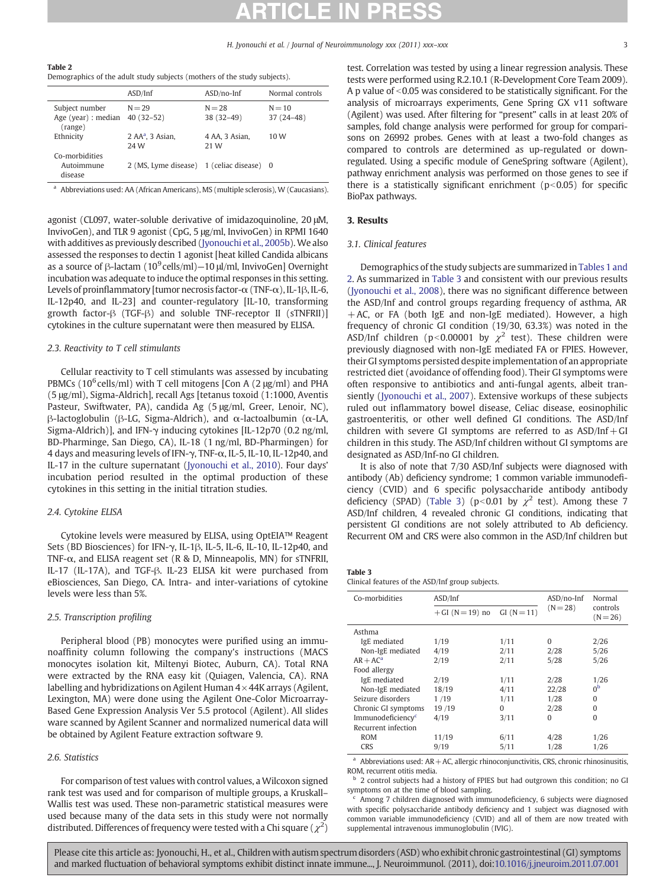**Table 2**
Demographics of the adult study subjects (mothers of the study subjects).

| | ASD/Inf | ASD/no-Inf | Normal controls |
|---|---|---|---|
| Subject number | N = 29 | N = 28 | N = 10 |
| Age (year) : median (range) | 40 (32–52) | 38 (32–49) | 37 (24–48) |
| Ethnicity | 2 AA[a], 3 Asian, 24 W | 4 AA, 3 Asian, 21 W | 10 W |
| Co-morbidities | | | |
| Autoimmune disease | 2 (MS, Lyme disease) | 1 (celiac disease) | 0 |

[a] Abbreviations used: AA (African Americans), MS (multiple sclerosis), W (Caucasians).

agonist (CL097, water-soluble derivative of imidazoquinoline, 20 μM, InvivoGen), and TLR 9 agonist (CpG, 5 μg/ml, InvivoGen) in RPMI 1640 with additives as previously described (Jyonouchi et al., 2005b). We also assessed the responses to dectin 1 agonist [heat killed Candida albicans as a source of β-lactam ($10^9$ cells/ml)—10 μl/ml, InvivoGen] Overnight incubation was adequate to induce the optimal responses in this setting. Levels of proinflammatory [tumor necrosis factor-α (TNF-α), IL-1β, IL-6, IL-12p40, and IL-23] and counter-regulatory [IL-10, transforming growth factor-β (TGF-β) and soluble TNF-receptor II (sTNFRII)] cytokines in the culture supernatant were then measured by ELISA.

### 2.3. Reactivity to T cell stimulants

Cellular reactivity to T cell stimulants was assessed by incubating PBMCs ($10^6$ cells/ml) with T cell mitogens [Con A (2 μg/ml) and PHA (5 μg/ml, Sigma-Aldrich], recall Ags [tetanus toxoid (1:1000, Aventis Pasteur, Swiftwater, PA), candida Ag (5 μg/ml, Greer, Lenoir, NC), β-lactoglobulin (β-LG, Sigma-Aldrich), and α-lactoalbumin (α-LA, Sigma-Aldrich)], and IFN-γ inducing cytokines [IL-12p70 (0.2 ng/ml, BD-Pharminge, San Diego, CA), IL-18 (1 ng/ml, BD-Pharmingen) for 4 days and measuring levels of IFN-γ, TNF-α, IL-5, IL-10, IL-12p40, and IL-17 in the culture supernatant (Jyonouchi et al., 2010). Four days' incubation period resulted in the optimal production of these cytokines in this setting in the initial titration studies.

### 2.4. Cytokine ELISA

Cytokine levels were measured by ELISA, using OptEIA™ Reagent Sets (BD Biosciences) for IFN-γ, IL-1β, IL-5, IL-6, IL-10, IL-12p40, and TNF-α, and ELISA reagent set (R & D, Minneapolis, MN) for sTNFRII, IL-17 (IL-17A), and TGF-β. IL-23 ELISA kit were purchased from eBiosciences, San Diego, CA. Intra- and inter-variations of cytokine levels were less than 5%.

### 2.5. Transcription profiling

Peripheral blood (PB) monocytes were purified using an immunoaffinity column following the company's instructions (MACS monocytes isolation kit, Miltenyi Biotec, Auburn, CA). Total RNA were extracted by the RNA easy kit (Quiagen, Valencia, CA). RNA labelling and hybridizations on Agilent Human 4×44K arrays (Agilent, Lexington, MA) were done using the Agilent One-Color Microarray-Based Gene Expression Analysis Ver 5.5 protocol (Agilent). All slides ware scanned by Agilent Scanner and normalized numerical data will be obtained by Agilent Feature extraction software 9.

### 2.6. Statistics

For comparison of test values with control values, a Wilcoxon signed rank test was used and for comparison of multiple groups, a Kruskal–Wallis test was used. These non-parametric statistical measures were used because many of the data sets in this study were not normally distributed. Differences of frequency were tested with a Chi square ($\chi^2$) test. Correlation was tested by using a linear regression analysis. These tests were performed using R.2.10.1 (R-Development Core Team 2009). A p value of <0.05 was considered to be statistically significant. For the analysis of microarrays experiments, Gene Spring GX v11 software (Agilent) was used. After filtering for "present" calls in at least 20% of samples, fold change analysis were performed for group for comparisons on 26992 probes. Genes with at least a two-fold changes as compared to controls are determined as up-regulated or down-regulated. Using a specific module of GeneSpring software (Agilent), pathway enrichment analysis was performed on those genes to see if there is a statistically significant enrichment ($p<0.05$) for specific BioPax pathways.

## 3. Results

### 3.1. Clinical features

Demographics of the study subjects are summarized in Tables 1 and 2. As summarized in Table 3 and consistent with our previous results (Jyonouchi et al., 2008), there was no significant difference between the ASD/Inf and control groups regarding frequency of asthma, AR +AC, or FA (both IgE and non-IgE mediated). However, a high frequency of chronic GI condition (19/30, 63.3%) was noted in the ASD/Inf children ($p<0.00001$ by $\chi^2$ test). These children were previously diagnosed with non-IgE mediated FA or FPIES. However, their GI symptoms persisted despite implementation of an appropriate restricted diet (avoidance of offending food). Their GI symptoms were often responsive to antibiotics and anti-fungal agents, albeit transiently (Jyonouchi et al., 2007). Extensive workups of these subjects ruled out inflammatory bowel disease, Celiac disease, eosinophilic gastroenteritis, or other well defined GI conditions. The ASD/Inf children with severe GI symptoms are referred to as ASD/Inf+GI children in this study. The ASD/Inf children without GI symptoms are designated as ASD/Inf-no GI children.

It is also of note that 7/30 ASD/Inf subjects were diagnosed with antibody (Ab) deficiency syndrome; 1 common variable immunodeficiency (CVID) and 6 specific polysaccharide antibody antibody deficiency (SPAD) (Table 3) ($p<0.01$ by $\chi^2$ test). Among these 7 ASD/Inf children, 4 revealed chronic GI conditions, indicating that persistent GI conditions are not solely attributed to Ab deficiency. Recurrent OM and CRS were also common in the ASD/Inf children but

**Table 3**
Clinical features of the ASD/Inf group subjects.

| Co-morbidities | ASD/Inf | | ASD/no-Inf (N = 28) | Normal controls (N = 26) |
|---|---|---|---|---|
| | +GI (N = 19) no | GI (N = 11) | | |
| Asthma | | | | |
| IgE mediated | 1/19 | 1/11 | 0 | 2/26 |
| Non-IgE mediated | 4/19 | 2/11 | 2/28 | 5/26 |
| AR + AC[a] | 2/19 | 2/11 | 5/28 | 5/26 |
| Food allergy | | | | |
| IgE mediated | 2/19 | 1/11 | 2/28 | 1/26 |
| Non-IgE mediated | 18/19 | 4/11 | 22/28 | 0[b] |
| Seizure disorders | 1 /19 | 1/11 | 1/28 | 0 |
| Chronic GI symptoms | 19 /19 | 0 | 2/28 | 0 |
| Immunodeficiency[c] | 4/19 | 3/11 | 0 | 0 |
| Recurrent infection | | | | |
| ROM | 11/19 | 6/11 | 4/28 | 1/26 |
| CRS | 9/19 | 5/11 | 1/28 | 1/26 |

[a] Abbreviations used: AR + AC, allergic rhinoconjunctivitis, CRS, chronic rhinosinusitis, ROM, recurrent otitis media.

[b] 2 control subjects had a history of FPIES but had outgrown this condition; no GI symptoms on at the time of blood sampling.

[c] Among 7 children diagnosed with immunodeficiency, 6 subjects were diagnosed with specific polysaccharide antibody deficiency and 1 subject was diagnosed with common variable immunodeficiency (CVID) and all of them are now treated with supplemental intravenous immunoglobulin (IVIG).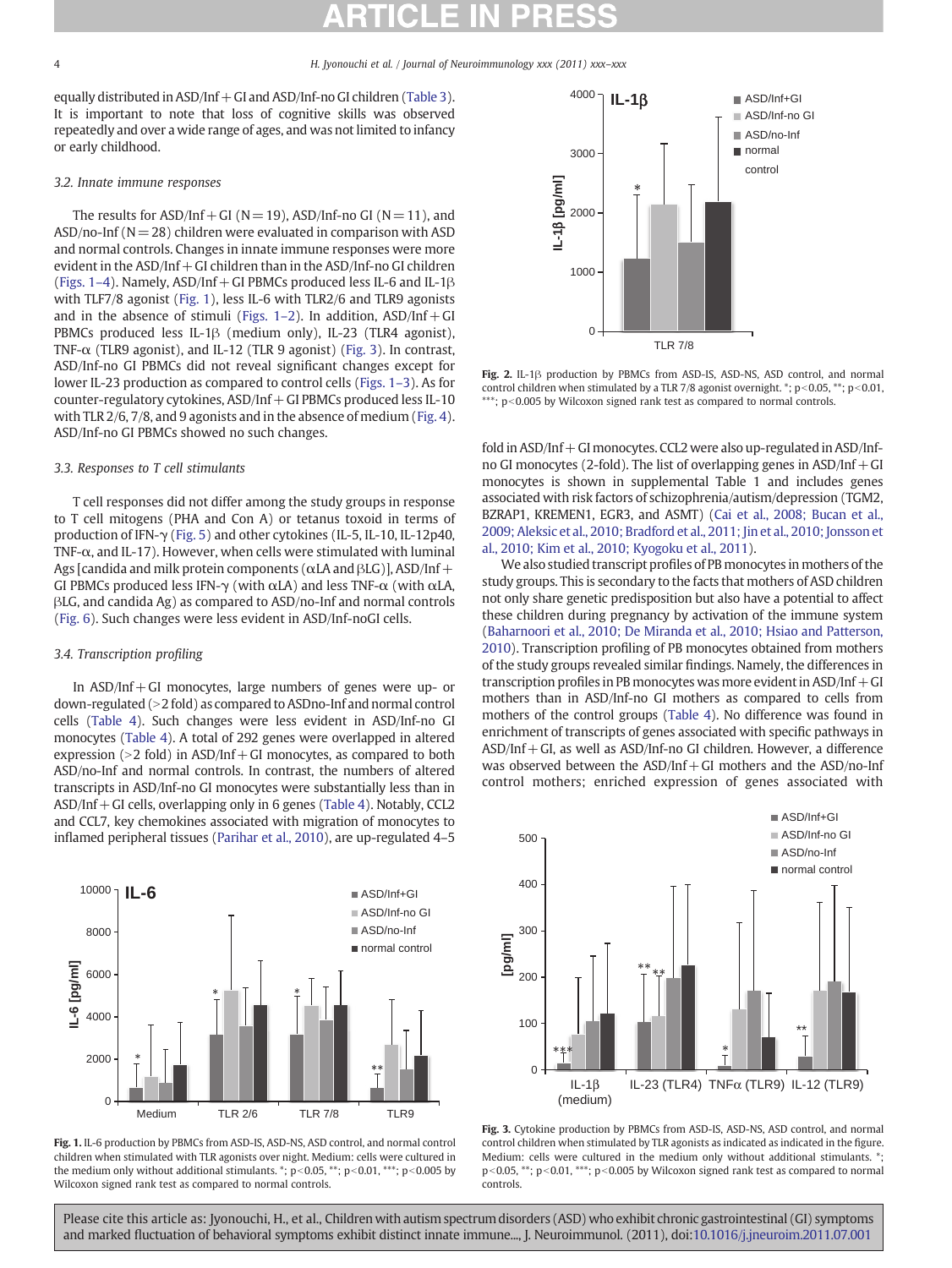equally distributed in ASD/Inf + GI and ASD/Inf-no GI children (Table 3). It is important to note that loss of cognitive skills was observed repeatedly and over a wide range of ages, and was not limited to infancy or early childhood.

### 3.2. Innate immune responses

The results for ASD/Inf + GI (N = 19), ASD/Inf-no GI (N = 11), and ASD/no-Inf (N = 28) children were evaluated in comparison with ASD and normal controls. Changes in innate immune responses were more evident in the ASD/Inf + GI children than in the ASD/Inf-no GI children (Figs. 1–4). Namely, ASD/Inf + GI PBMCs produced less IL-6 and IL-1β with TLF7/8 agonist (Fig. 1), less IL-6 with TLR2/6 and TLR9 agonists and in the absence of stimuli (Figs. 1–2). In addition, ASD/Inf + GI PBMCs produced less IL-1β (medium only), IL-23 (TLR4 agonist), TNF-α (TLR9 agonist), and IL-12 (TLR 9 agonist) (Fig. 3). In contrast, ASD/Inf-no GI PBMCs did not reveal significant changes except for lower IL-23 production as compared to control cells (Figs. 1–3). As for counter-regulatory cytokines, ASD/Inf + GI PBMCs produced less IL-10 with TLR 2/6, 7/8, and 9 agonists and in the absence of medium (Fig. 4). ASD/Inf-no GI PBMCs showed no such changes.

### 3.3. Responses to T cell stimulants

T cell responses did not differ among the study groups in response to T cell mitogens (PHA and Con A) or tetanus toxoid in terms of production of IFN-γ (Fig. 5) and other cytokines (IL-5, IL-10, IL-12p40, TNF-α, and IL-17). However, when cells were stimulated with luminal Ags [candida and milk protein components (αLA and βLG)], ASD/Inf + GI PBMCs produced less IFN-γ (with αLA) and less TNF-α (with αLA, βLG, and candida Ag) as compared to ASD/no-Inf and normal controls (Fig. 6). Such changes were less evident in ASD/Inf-noGI cells.

### 3.4. Transcription profiling

In ASD/Inf + GI monocytes, large numbers of genes were up- or down-regulated (>2 fold) as compared to ASDno-Inf and normal control cells (Table 4). Such changes were less evident in ASD/Inf-no GI monocytes (Table 4). A total of 292 genes were overlapped in altered expression (>2 fold) in ASD/Inf + GI monocytes, as compared to both ASD/no-Inf and normal controls. In contrast, the numbers of altered transcripts in ASD/Inf-no GI monocytes were substantially less than in ASD/Inf + GI cells, overlapping only in 6 genes (Table 4). Notably, CCL2 and CCL7, key chemokines associated with migration of monocytes to inflamed peripheral tissues (Parihar et al., 2010), are up-regulated 4–5 fold in ASD/Inf + GI monocytes. CCL2 were also up-regulated in ASD/Inf-no GI monocytes (2-fold). The list of overlapping genes in ASD/Inf + GI monocytes is shown in supplemental Table 1 and includes genes associated with risk factors of schizophrenia/autism/depression (TGM2, BZRAP1, KREMEN1, EGR3, and ASMT) (Cai et al., 2008; Bucan et al., 2009; Aleksic et al., 2010; Bradford et al., 2011; Jin et al., 2010; Jonsson et al., 2010; Kim et al., 2010; Kyogoku et al., 2011).

We also studied transcript profiles of PB monocytes in mothers of the study groups. This is secondary to the facts that mothers of ASD children not only share genetic predisposition but also have a potential to affect these children during pregnancy by activation of the immune system (Baharnoori et al., 2010; De Miranda et al., 2010; Hsiao and Patterson, 2010). Transcription profiling of PB monocytes obtained from mothers of the study groups revealed similar findings. Namely, the differences in transcription profiles in PB monocytes was more evident in ASD/Inf + GI mothers than in ASD/Inf-no GI mothers as compared to cells from mothers of the control groups (Table 4). No difference was found in enrichment of transcripts of genes associated with specific pathways in ASD/Inf + GI, as well as ASD/Inf-no GI children. However, a difference was observed between the ASD/Inf + GI mothers and the ASD/no-Inf control mothers; enriched expression of genes associated with

**Fig. 1.** IL-6 production by PBMCs from ASD-IS, ASD-NS, ASD control, and normal control children when stimulated with TLR agonists over night. Medium: cells were cultured in the medium only without additional stimulants. *; p<0.05, **; p<0.01, ***; p<0.005 by Wilcoxon signed rank test as compared to normal controls.

**Fig. 2.** IL-1β production by PBMCs from ASD-IS, ASD-NS, ASD control, and normal control children when stimulated by a TLR 7/8 agonist overnight. *; p<0.05, **; p<0.01, ***; p<0.005 by Wilcoxon signed rank test as compared to normal controls.

**Fig. 3.** Cytokine production by PBMCs from ASD-IS, ASD-NS, ASD control, and normal control children when stimulated by TLR agonists as indicated as indicated in the figure. Medium: cells were cultured in the medium only without additional stimulants. *; p<0.05, **; p<0.01, ***; p<0.005 by Wilcoxon signed rank test as compared to normal controls.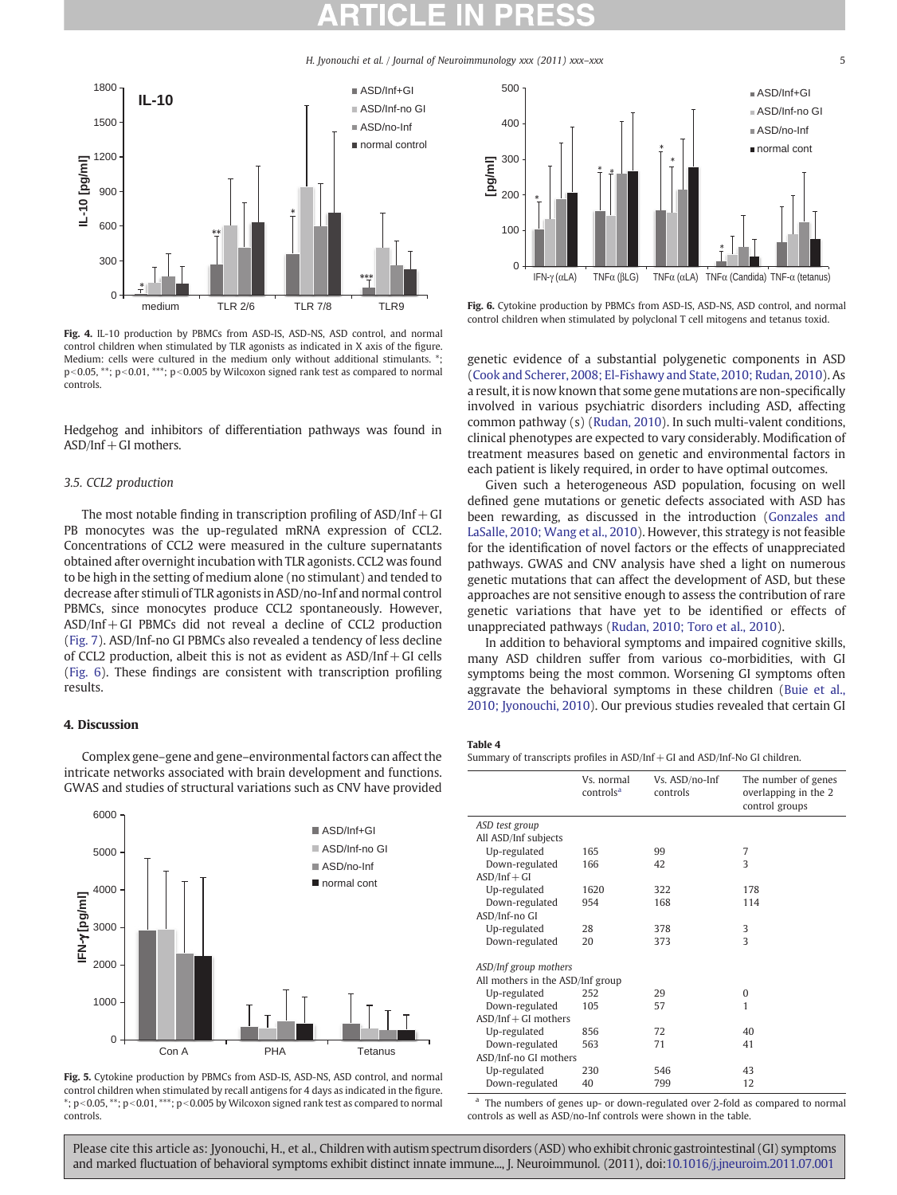Fig. 4. IL-10 production by PBMCs from ASD-IS, ASD-NS, ASD control, and normal control children when stimulated by TLR agonists as indicated in X axis of the figure. Medium: cells were cultured in the medium only without additional stimulants. *; p<0.05, **; p<0.01, ***; p<0.005 by Wilcoxon signed rank test as compared to normal controls.

Fig. 6. Cytokine production by PBMCs from ASD-IS, ASD-NS, ASD control, and normal control children when stimulated by polyclonal T cell mitogens and tetanus toxid.

Hedgehog and inhibitors of differentiation pathways was found in ASD/Inf+GI mothers.

### 3.5. CCL2 production

The most notable finding in transcription profiling of ASD/Inf+GI PB monocytes was the up-regulated mRNA expression of CCL2. Concentrations of CCL2 were measured in the culture supernatants obtained after overnight incubation with TLR agonists. CCL2 was found to be high in the setting of medium alone (no stimulant) and tended to decrease after stimuli of TLR agonists in ASD/no-Inf and normal control PBMCs, since monocytes produce CCL2 spontaneously. However, ASD/Inf+GI PBMCs did not reveal a decline of CCL2 production (Fig. 7). ASD/Inf-no GI PBMCs also revealed a tendency of less decline of CCL2 production, albeit this is not as evident as ASD/Inf+GI cells (Fig. 6). These findings are consistent with transcription profiling results.

## 4. Discussion

Complex gene–gene and gene–environmental factors can affect the intricate networks associated with brain development and functions. GWAS and studies of structural variations such as CNV have provided genetic evidence of a substantial polygenetic components in ASD (Cook and Scherer, 2008; El-Fishawy and State, 2010; Rudan, 2010). As a result, it is now known that some gene mutations are non-specifically involved in various psychiatric disorders including ASD, affecting common pathway (s) (Rudan, 2010). In such multi-valent conditions, clinical phenotypes are expected to vary considerably. Modification of treatment measures based on genetic and environmental factors in each patient is likely required, in order to have optimal outcomes.

Given such a heterogeneous ASD population, focusing on well defined gene mutations or genetic defects associated with ASD has been rewarding, as discussed in the introduction (Gonzales and LaSalle, 2010; Wang et al., 2010). However, this strategy is not feasible for the identification of novel factors or the effects of unappreciated pathways. GWAS and CNV analysis have shed a light on numerous genetic mutations that can affect the development of ASD, but these approaches are not sensitive enough to assess the contribution of rare genetic variations that have yet to be identified or effects of unappreciated pathways (Rudan, 2010; Toro et al., 2010).

In addition to behavioral symptoms and impaired cognitive skills, many ASD children suffer from various co-morbidities, with GI symptoms being the most common. Worsening GI symptoms often aggravate the behavioral symptoms in these children (Buie et al., 2010; Jyonouchi, 2010). Our previous studies revealed that certain GI

Fig. 5. Cytokine production by PBMCs from ASD-IS, ASD-NS, ASD control, and normal control children when stimulated by recall antigens for 4 days as indicated in the figure. *; p<0.05, **; p<0.01, ***; p<0.005 by Wilcoxon signed rank test as compared to normal controls.

**Table 4**
Summary of transcripts profiles in ASD/Inf+GI and ASD/Inf-No GI children.

| | Vs. normal controls[a] | Vs. ASD/no-Inf controls | The number of genes overlapping in the 2 control groups |
|---|---|---|---|
| *ASD test group* | | | |
| All ASD/Inf subjects | | | |
| Up-regulated | 165 | 99 | 7 |
| Down-regulated | 166 | 42 | 3 |
| ASD/Inf+GI | | | |
| Up-regulated | 1620 | 322 | 178 |
| Down-regulated | 954 | 168 | 114 |
| ASD/Inf-no GI | | | |
| Up-regulated | 28 | 378 | 3 |
| Down-regulated | 20 | 373 | 3 |
| *ASD/Inf group mothers* | | | |
| All mothers in the ASD/Inf group | | | |
| Up-regulated | 252 | 29 | 0 |
| Down-regulated | 105 | 57 | 1 |
| ASD/Inf+GI mothers | | | |
| Up-regulated | 856 | 72 | 40 |
| Down-regulated | 563 | 71 | 41 |
| ASD/Inf-no GI mothers | | | |
| Up-regulated | 230 | 546 | 43 |
| Down-regulated | 40 | 799 | 12 |

[a] The numbers of genes up- or down-regulated over 2-fold as compared to normal controls as well as ASD/no-Inf controls were shown in the table.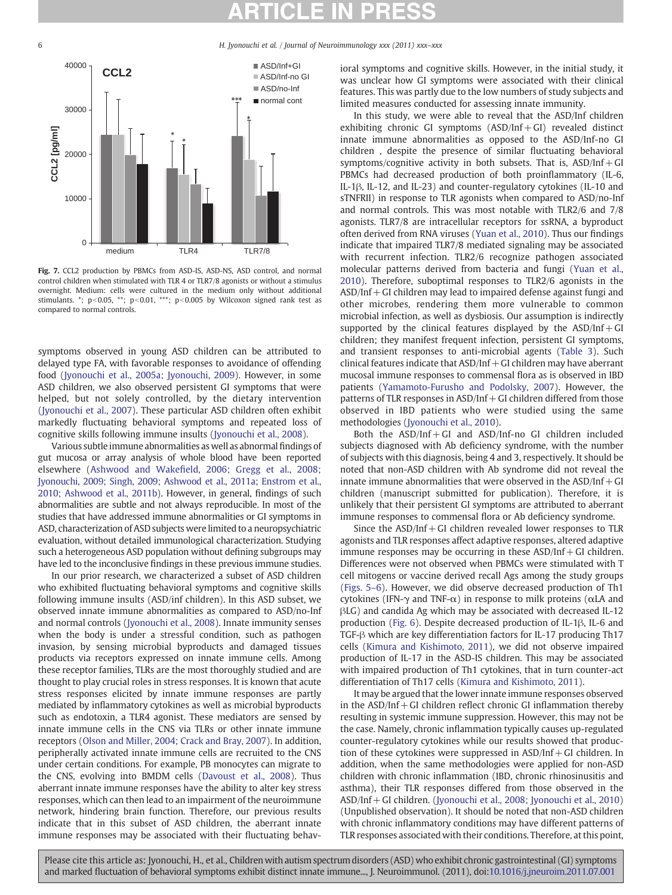Fig. 7. CCL2 production by PBMCs from ASD-IS, ASD-NS, ASD control, and normal control children when stimulated with TLR 4 or TLR7/8 agonists or without a stimulus overnight. Medium: cells were cultured in the medium only without additional stimulants. *; p<0.05, **; p<0.01, ***; p<0.005 by Wilcoxon signed rank test as compared to normal controls.

symptoms observed in young ASD children can be attributed to delayed type FA, with favorable responses to avoidance of offending food (Jyonouchi et al., 2005a; Jyonouchi, 2009). However, in some ASD children, we also observed persistent GI symptoms that were helped, but not solely controlled, by the dietary intervention (Jyonouchi et al., 2007). These particular ASD children often exhibit markedly fluctuating behavioral symptoms and repeated loss of cognitive skills following immune insults (Jyonouchi et al., 2008).

Various subtle immune abnormalities as well as abnormal findings of gut mucosa or array analysis of whole blood have been reported elsewhere (Ashwood and Wakefield, 2006; Gregg et al., 2008; Jyonouchi, 2009; Singh, 2009; Ashwood et al., 2011a; Enstrom et al., 2010; Ashwood et al., 2011b). However, in general, findings of such abnormalities are subtle and not always reproducible. In most of the studies that have addressed immune abnormalities or GI symptoms in ASD, characterization of ASD subjects were limited to a neuropsychiatric evaluation, without detailed immunological characterization. Studying such a heterogeneous ASD population without defining subgroups may have led to the inconclusive findings in these previous immune studies.

In our prior research, we characterized a subset of ASD children who exhibited fluctuating behavioral symptoms and cognitive skills following immune insults (ASD/inf children). In this ASD subset, we observed innate immune abnormalities as compared to ASD/no-Inf and normal controls (Jyonouchi et al., 2008). Innate immunity senses when the body is under a stressful condition, such as pathogen invasion, by sensing microbial byproducts and damaged tissues products via receptors expressed on innate immune cells. Among these receptor families, TLRs are the most thoroughly studied and are thought to play crucial roles in stress responses. It is known that acute stress responses elicited by innate immune responses are partly mediated by inflammatory cytokines as well as microbial byproducts such as endotoxin, a TLR4 agonist. These mediators are sensed by innate immune cells in the CNS via TLRs or other innate immune receptors (Olson and Miller, 2004; Crack and Bray, 2007). In addition, peripherally activated innate immune cells are recruited to the CNS under certain conditions. For example, PB monocytes can migrate to the CNS, evolving into BMDM cells (Davoust et al., 2008). Thus aberrant innate immune responses have the ability to alter key stress responses, which can then lead to an impairment of the neuroimmune network, hindering brain function. Therefore, our previous results indicate that in this subset of ASD children, the aberrant innate immune responses may be associated with their fluctuating behavioral symptoms and cognitive skills. However, in the initial study, it was unclear how GI symptoms were associated with their clinical features. This was partly due to the low numbers of study subjects and limited measures conducted for assessing innate immunity.

In this study, we were able to reveal that the ASD/Inf children exhibiting chronic GI symptoms (ASD/Inf+GI) revealed distinct innate immune abnormalities as opposed to the ASD/Inf-no GI children , despite the presence of similar fluctuating behavioral symptoms/cognitive activity in both subsets. That is, ASD/Inf+GI PBMCs had decreased production of both proinflammatory (IL-6, IL-1β, IL-12, and IL-23) and counter-regulatory cytokines (IL-10 and sTNFRII) in response to TLR agonists when compared to ASD/no-Inf and normal controls. This was most notable with TLR2/6 and 7/8 agonists. TLR7/8 are intracellular receptors for ssRNA, a byproduct often derived from RNA viruses (Yuan et al., 2010). Thus our findings indicate that impaired TLR7/8 mediated signaling may be associated with recurrent infection. TLR2/6 recognize pathogen associated molecular patterns derived from bacteria and fungi (Yuan et al., 2010). Therefore, suboptimal responses to TLR2/6 agonists in the ASD/Inf+GI children may lead to impaired defense against fungi and other microbes, rendering them more vulnerable to common microbial infection, as well as dysbiosis. Our assumption is indirectly supported by the clinical features displayed by the ASD/Inf+GI children; they manifest frequent infection, persistent GI symptoms, and transient responses to anti-microbial agents (Table 3). Such clinical features indicate that ASD/Inf+GI children may have aberrant mucosal immune responses to commensal flora as is observed in IBD patients (Yamamoto-Furusho and Podolsky, 2007). However, the patterns of TLR responses in ASD/Inf+GI children differed from those observed in IBD patients who were studied using the same methodologies (Jyonouchi et al., 2010).

Both the ASD/Inf+GI and ASD/Inf-no GI children included subjects diagnosed with Ab deficiency syndrome, with the number of subjects with this diagnosis, being 4 and 3, respectively. It should be noted that non-ASD children with Ab syndrome did not reveal the innate immune abnormalities that were observed in the ASD/Inf+GI children (manuscript submitted for publication). Therefore, it is unlikely that their persistent GI symptoms are attributed to aberrant immune responses to commensal flora or Ab deficiency syndrome.

Since the ASD/Inf+GI children revealed lower responses to TLR agonists and TLR responses affect adaptive responses, altered adaptive immune responses may be occurring in these ASD/Inf+GI children. Differences were not observed when PBMCs were stimulated with T cell mitogens or vaccine derived recall Ags among the study groups (Figs. 5–6). However, we did observe decreased production of Th1 cytokines (IFN-γ and TNF-α) in response to milk proteins (αLA and βLG) and candida Ag which may be associated with decreased IL-12 production (Fig. 6). Despite decreased production of IL-1β, IL-6 and TGF-β which are key differentiation factors for IL-17 producing Th17 cells (Kimura and Kishimoto, 2011), we did not observe impaired production of IL-17 in the ASD-IS children. This may be associated with impaired production of Th1 cytokines, that in turn counter-act differentiation of Th17 cells (Kimura and Kishimoto, 2011).

It may be argued that the lower innate immune responses observed in the ASD/Inf+GI children reflect chronic GI inflammation thereby resulting in systemic immune suppression. However, this may not be the case. Namely, chronic inflammation typically causes up-regulated counter-regulatory cytokines while our results showed that production of these cytokines were suppressed in ASD/Inf+GI children. In addition, when the same methodologies were applied for non-ASD children with chronic inflammation (IBD, chronic rhinosinusitis and asthma), their TLR responses differed from those observed in the ASD/Inf+GI children. (Jyonouchi et al., 2008; Jyonouchi et al., 2010) (Unpublished observation). It should be noted that non-ASD children with chronic inflammatory conditions may have different patterns of TLR responses associated with their conditions. Therefore, at this point,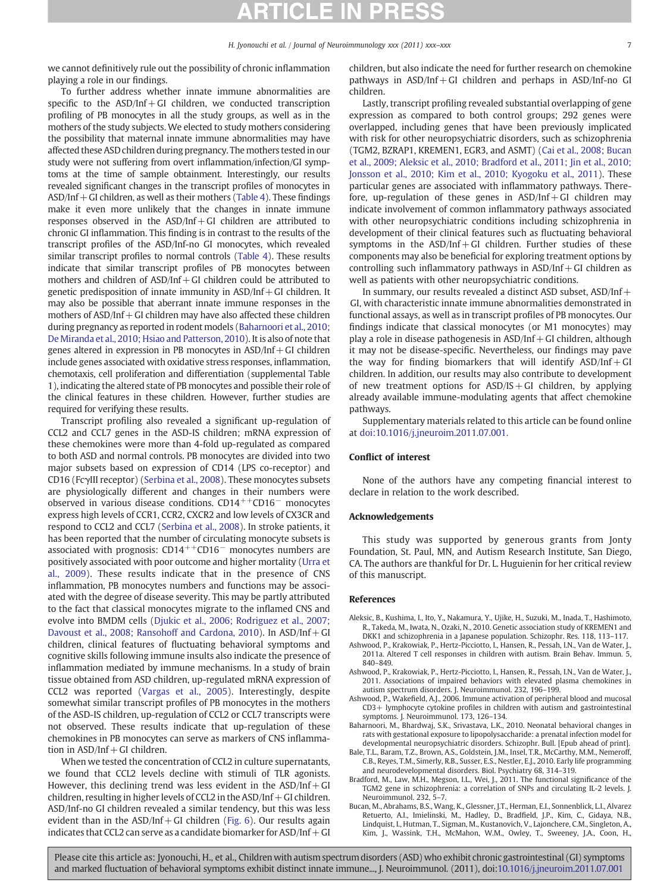we cannot definitively rule out the possibility of chronic inflammation playing a role in our findings.

To further address whether innate immune abnormalities are specific to the ASD/Inf + GI children, we conducted transcription profiling of PB monocytes in all the study groups, as well as in the mothers of the study subjects. We elected to study mothers considering the possibility that maternal innate immune abnormalities may have affected these ASD children during pregnancy. The mothers tested in our study were not suffering from overt inflammation/infection/GI symptoms at the time of sample obtainment. Interestingly, our results revealed significant changes in the transcript profiles of monocytes in ASD/Inf + GI children, as well as their mothers (Table 4). These findings make it even more unlikely that the changes in innate immune responses observed in the ASD/Inf + GI children are attributed to chronic GI inflammation. This finding is in contrast to the results of the transcript profiles of the ASD/Inf-no GI monocytes, which revealed similar transcript profiles to normal controls (Table 4). These results indicate that similar transcript profiles of PB monocytes between mothers and children of ASD/Inf + GI children could be attributed to genetic predisposition of innate immunity in ASD/Inf + GI children. It may also be possible that aberrant innate immune responses in the mothers of ASD/Inf + GI children may have also affected these children during pregnancy as reported in rodent models (Baharnoori et al., 2010; De Miranda et al., 2010; Hsiao and Patterson, 2010). It is also of note that genes altered in expression in PB monocytes in ASD/Inf + GI children include genes associated with oxidative stress responses, inflammation, chemotaxis, cell proliferation and differentiation (supplemental Table 1), indicating the altered state of PB monocytes and possible their role of the clinical features in these children. However, further studies are required for verifying these results.

Transcript profiling also revealed a significant up-regulation of CCL2 and CCL7 genes in the ASD-IS children; mRNA expression of these chemokines were more than 4-fold up-regulated as compared to both ASD and normal controls. PB monocytes are divided into two major subsets based on expression of CD14 (LPS co-receptor) and CD16 (FcγIII receptor) (Serbina et al., 2008). These monocytes subsets are physiologically different and changes in their numbers were observed in various disease conditions. $CD14^{++}CD16^{-}$ monocytes express high levels of CCR1, CCR2, CXCR2 and low levels of CX3CR and respond to CCL2 and CCL7 (Serbina et al., 2008). In stroke patients, it has been reported that the number of circulating monocyte subsets is associated with prognosis: $CD14^{++}CD16^{-}$ monocytes numbers are positively associated with poor outcome and higher mortality (Urra et al., 2009). These results indicate that in the presence of CNS inflammation, PB monocytes numbers and functions may be associated with the degree of disease severity. This may be partly attributed to the fact that classical monocytes migrate to the inflamed CNS and evolve into BMDM cells (Djukic et al., 2006; Rodriguez et al., 2007; Davoust et al., 2008; Ransohoff and Cardona, 2010). In ASD/Inf + GI children, clinical features of fluctuating behavioral symptoms and cognitive skills following immune insults also indicate the presence of inflammation mediated by immune mechanisms. In a study of brain tissue obtained from ASD children, up-regulated mRNA expression of CCL2 was reported (Vargas et al., 2005). Interestingly, despite somewhat similar transcript profiles of PB monocytes in the mothers of the ASD-IS children, up-regulation of CCL2 or CCL7 transcripts were not observed. These results indicate that up-regulation of these chemokines in PB monocytes can serve as markers of CNS inflammation in ASD/Inf + GI children.

When we tested the concentration of CCL2 in culture supernatants, we found that CCL2 levels decline with stimuli of TLR agonists. However, this declining trend was less evident in the ASD/Inf + GI children, resulting in higher levels of CCL2 in the ASD/Inf + GI children. ASD/Inf-no GI children revealed a similar tendency, but this was less evident than in the ASD/Inf + GI children (Fig. 6). Our results again indicates that CCL2 can serve as a candidate biomarker for ASD/Inf + GI children, but also indicate the need for further research on chemokine pathways in ASD/Inf + GI children and perhaps in ASD/Inf-no GI children.

Lastly, transcript profiling revealed substantial overlapping of gene expression as compared to both control groups; 292 genes were overlapped, including genes that have been previously implicated with risk for other neuropsychiatric disorders, such as schizophrenia (TGM2, BZRAP1, KREMEN1, EGR3, and ASMT) (Cai et al., 2008; Bucan et al., 2009; Aleksic et al., 2010; Bradford et al., 2011; Jin et al., 2010; Jonsson et al., 2010; Kim et al., 2010; Kyogoku et al., 2011). These particular genes are associated with inflammatory pathways. Therefore, up-regulation of these genes in ASD/Inf + GI children may indicate involvement of common inflammatory pathways associated with other neuropsychiatric conditions including schizophrenia in development of their clinical features such as fluctuating behavioral symptoms in the ASD/Inf + GI children. Further studies of these components may also be beneficial for exploring treatment options by controlling such inflammatory pathways in ASD/Inf + GI children as well as patients with other neuropsychiatric conditions.

In summary, our results revealed a distinct ASD subset, ASD/Inf + GI, with characteristic innate immune abnormalities demonstrated in functional assays, as well as in transcript profiles of PB monocytes. Our findings indicate that classical monocytes (or M1 monocytes) may play a role in disease pathogenesis in ASD/Inf + GI children, although it may not be disease-specific. Nevertheless, our findings may pave the way for finding biomarkers that will identify ASD/Inf + GI children. In addition, our results may also contribute to development of new treatment options for ASD/IS + GI children, by applying already available immune-modulating agents that affect chemokine pathways.

Supplementary materials related to this article can be found online at doi:10.1016/j.jneuroim.2011.07.001.

## Conflict of interest

None of the authors have any competing financial interest to declare in relation to the work described.

## Acknowledgements

This study was supported by generous grants from Jonty Foundation, St. Paul, MN, and Autism Research Institute, San Diego, CA. The authors are thankful for Dr. L. Huguenin for her critical review of this manuscript.

## References

Aleksic, B., Kushima, I., Ito, Y., Nakamura, Y., Ujike, H., Suzuki, M., Inada, T., Hashimoto, R., Takeda, M., Iwata, N., Ozaki, N., 2010. Genetic association study of KREMEN1 and DKK1 and schizophrenia in a Japanese population. Schizophr. Res. 118, 113–117.

Ashwood, P., Krakowiak, P., Hertz-Picciotto, I., Hansen, R., Pessah, I.N., Van de Water, J., 2011a. Altered T cell responses in children with autism. Brain Behav. Immun. 5, 840–849.

Ashwood, P., Krakowiak, P., Hertz-Picciotto, I., Hansen, R., Pessah, I.N., Van de Water, J., 2011. Associations of impaired behaviors with elevated plasma chemokines in autism spectrum disorders. J. Neuroimmunol. 232, 196–199.

Ashwood, P., Wakefield, A.J., 2006. Immune activation of peripheral blood and mucosal CD3+ lymphocyte cytokine profiles in children with autism and gastrointestinal symptoms. J. Neuroimmunol. 173, 126–134.

Baharnoori, M., Bhardwaj, S.K., Srivastava, L.K., 2010. Neonatal behavioral changes in rats with gestational exposure to lipopolysaccharide: a prenatal infection model for developmental neuropsychiatric disorders. Schizophr. Bull. [Epub ahead of print].

Bale, T.L., Baram, T.Z., Brown, A.S., Goldstein, J.M., Insel, T.R., McCarthy, M.M., Nemeroff, C.B., Reyes, T.M., Simerly, R.B., Susser, E.S., Nestler, E.J., 2010. Early life programming and neurodevelopmental disorders. Biol. Psychiatry 68, 314–319.

Bradford, M., Law, M.H., Megson, I.L., Wei, J., 2011. The functional significance of the TGM2 gene in schizophrenia: a correlation of SNPs and circulating IL-2 levels. J. Neuroimmunol. 232, 5–7.

Bucan, M., Abrahams, B.S., Wang, K., Glessner, J.T., Herman, E.I., Sonnenblick, L.I., Alvarez Retuerto, A.I., Imielinski, M., Hadley, D., Bradfield, J.P., Kim, C., Gidaya, N.B., Lindquist, I., Hutman, T., Sigman, M., Kustanovich, V., Lajonchere, C.M., Singleton, A., Kim, J., Wassink, T.H., McMahon, W.M., Owley, T., Sweeney, J.A., Coon, H.,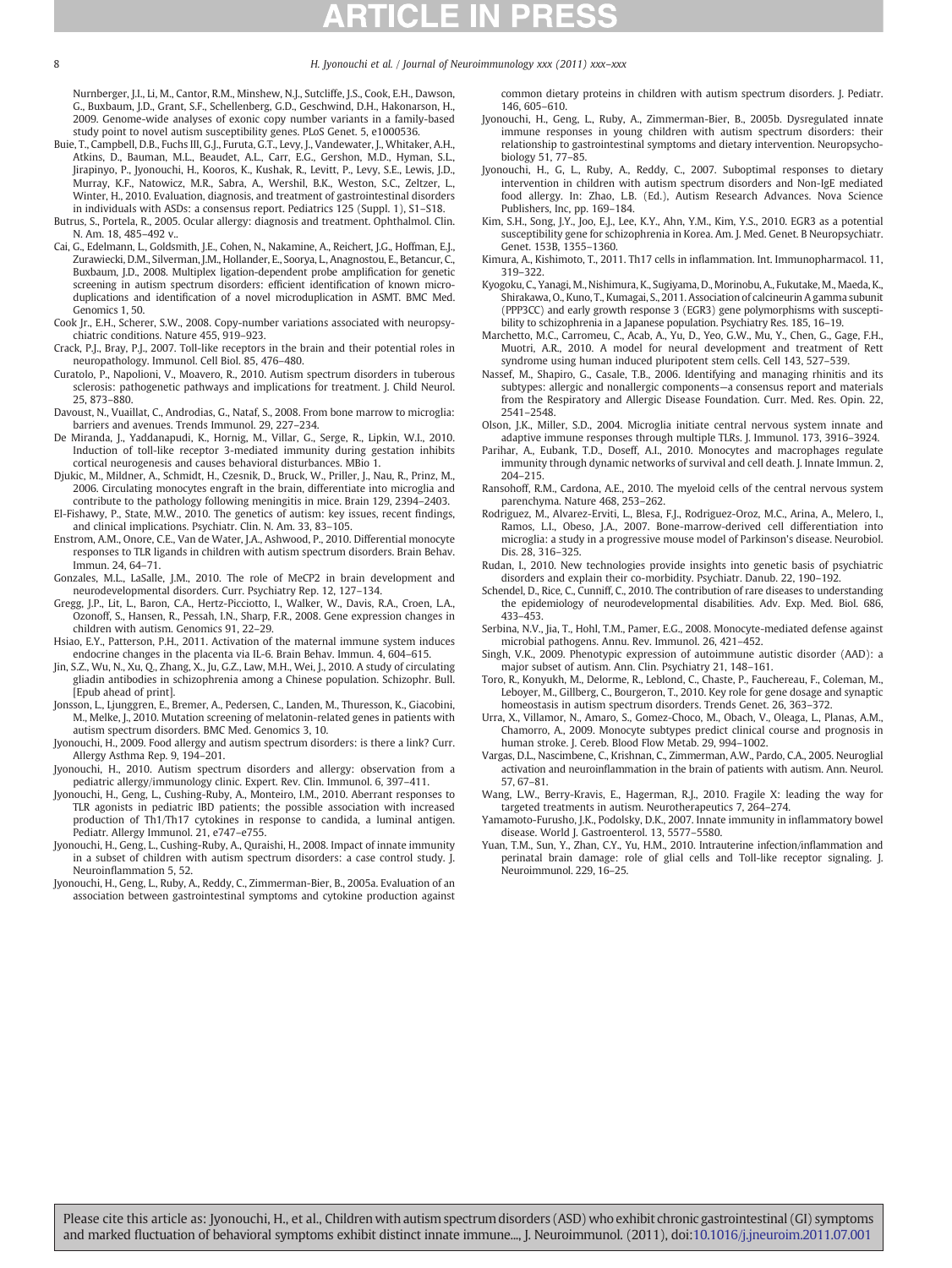Nurnberger, J.I., Li, M., Cantor, R.M., Minshew, N.J., Sutcliffe, J.S., Cook, E.H., Dawson, G., Buxbaum, J.D., Grant, S.F., Schellenberg, G.D., Geschwind, D.H., Hakonarson, H., 2009. Genome-wide analyses of exonic copy number variants in a family-based study point to novel autism susceptibility genes. PLoS Genet. 5, e1000536.

Buie, T., Campbell, D.B., Fuchs III, G.J., Furuta, G.T., Levy, J., Vandewater, J., Whitaker, A.H., Atkins, D., Bauman, M.L., Beaudet, A.L., Carr, E.G., Gershon, M.D., Hyman, S.L., Jirapinyo, P., Jyonouchi, H., Kooros, K., Kushak, R., Levitt, P., Levy, S.E., Lewis, J.D., Murray, K.F., Natowicz, M.R., Sabra, A., Wershil, B.K., Weston, S.C., Zeltzer, L., Winter, H., 2010. Evaluation, diagnosis, and treatment of gastrointestinal disorders in individuals with ASDs: a consensus report. Pediatrics 125 (Suppl. 1), S1–S18.

Butrus, S., Portela, R., 2005. Ocular allergy: diagnosis and treatment. Ophthalmol. Clin. N. Am. 18, 485–492 v..

Cai, G., Edelmann, L., Goldsmith, J.E., Cohen, N., Nakamine, A., Reichert, J.G., Hoffman, E.J., Zurawiecki, D.M., Silverman, J.M., Hollander, E., Soorya, L., Anagnostou, E., Betancur, C., Buxbaum, J.D., 2008. Multiplex ligation-dependent probe amplification for genetic screening in autism spectrum disorders: efficient identification of known microduplications and identification of a novel microduplication in ASMT. BMC Med. Genomics 1, 50.

Cook Jr., E.H., Scherer, S.W., 2008. Copy-number variations associated with neuropsychiatric conditions. Nature 455, 919–923.

Crack, P.J., Bray, P.J., 2007. Toll-like receptors in the brain and their potential roles in neuropathology. Immunol. Cell Biol. 85, 476–480.

Curatolo, P., Napolioni, V., Moavero, R., 2010. Autism spectrum disorders in tuberous sclerosis: pathogenetic pathways and implications for treatment. J. Child Neurol. 25, 873–880.

Davoust, N., Vuaillat, C., Androdias, G., Nataf, S., 2008. From bone marrow to microglia: barriers and avenues. Trends Immunol. 29, 227–234.

De Miranda, J., Yaddanapudi, K., Hornig, M., Villar, G., Serge, R., Lipkin, W.I., 2010. Induction of toll-like receptor 3-mediated immunity during gestation inhibits cortical neurogenesis and causes behavioral disturbances. MBio 1.

Djukic, M., Mildner, A., Schmidt, H., Czesnik, D., Bruck, W., Priller, J., Nau, R., Prinz, M., 2006. Circulating monocytes engraft in the brain, differentiate into microglia and contribute to the pathology following meningitis in mice. Brain 129, 2394–2403.

El-Fishawy, P., State, M.W., 2010. The genetics of autism: key issues, recent findings, and clinical implications. Psychiatr. Clin. N. Am. 33, 83–105.

Enstrom, A.M., Onore, C.E., Van de Water, J.A., Ashwood, P., 2010. Differential monocyte responses to TLR ligands in children with autism spectrum disorders. Brain Behav. Immun. 24, 64–71.

Gonzales, M.L., LaSalle, J.M., 2010. The role of MeCP2 in brain development and neurodevelopmental disorders. Curr. Psychiatry Rep. 12, 127–134.

Gregg, J.P., Lit, L., Baron, C.A., Hertz-Picciotto, I., Walker, W., Davis, R.A., Croen, L.A., Ozonoff, S., Hansen, R., Pessah, I.N., Sharp, F.R., 2008. Gene expression changes in children with autism. Genomics 91, 22–29.

Hsiao, E.Y., Patterson, P.H., 2011. Activation of the maternal immune system induces endocrine changes in the placenta via IL-6. Brain Behav. Immun. 4, 604–615.

Jin, S.Z., Wu, N., Xu, Q., Zhang, X., Ju, G.Z., Law, M.H., Wei, J., 2010. A study of circulating gliadin antibodies in schizophrenia among a Chinese population. Schizophr. Bull. [Epub ahead of print].

Jonsson, L., Ljunggren, E., Bremer, A., Pedersen, C., Landen, M., Thuresson, K., Giacobini, M., Melke, J., 2010. Mutation screening of melatonin-related genes in patients with autism spectrum disorders. BMC Med. Genomics 3, 10.

Jyonouchi, H., 2009. Food allergy and autism spectrum disorders: is there a link? Curr. Allergy Asthma Rep. 9, 194–201.

Jyonouchi, H., 2010. Autism spectrum disorders and allergy: observation from a pediatric allergy/immunology clinic. Expert. Rev. Clin. Immunol. 6, 397–411.

Jyonouchi, H., Geng, L., Cushing-Ruby, A., Monteiro, I.M., 2010. Aberrant responses to TLR agonists in pediatric IBD patients; the possible association with increased production of Th1/Th17 cytokines in response to candida, a luminal antigen. Pediatr. Allergy Immunol. 21, e747–e755.

Jyonouchi, H., Geng, L., Cushing-Ruby, A., Quraishi, H., 2008. Impact of innate immunity in a subset of children with autism spectrum disorders: a case control study. J. Neuroinflammation 5, 52.

Jyonouchi, H., Geng, L., Ruby, A., Reddy, C., Zimmerman-Bier, B., 2005a. Evaluation of an association between gastrointestinal symptoms and cytokine production against common dietary proteins in children with autism spectrum disorders. J. Pediatr. 146, 605–610.

Jyonouchi, H., Geng, L., Ruby, A., Zimmerman-Bier, B., 2005b. Dysregulated innate immune responses in young children with autism spectrum disorders: their relationship to gastrointestinal symptoms and dietary intervention. Neuropsychobiology 51, 77–85.

Jyonouchi, H., G, L., Ruby, A., Reddy, C., 2007. Suboptimal responses to dietary intervention in children with autism spectrum disorders and Non-IgE mediated food allergy. In: Zhao, L.B. (Ed.), Autism Research Advances. Nova Science Publishers, Inc, pp. 169–184.

Kim, S.H., Song, J.Y., Joo, E.J., Lee, K.Y., Ahn, Y.M., Kim, Y.S., 2010. EGR3 as a potential susceptibility gene for schizophrenia in Korea. Am. J. Med. Genet. B Neuropsychiatr. Genet. 153B, 1355–1360.

Kimura, A., Kishimoto, T., 2011. Th17 cells in inflammation. Int. Immunopharmacol. 11, 319–322.

Kyogoku, C., Yanagi, M., Nishimura, K., Sugiyama, D., Morinobu, A., Fukutake, M., Maeda, K., Shirakawa, O., Kuno, T., Kumagai, S., 2011. Association of calcineurin A gamma subunit (PPP3CC) and early growth response 3 (EGR3) gene polymorphisms with susceptibility to schizophrenia in a Japanese population. Psychiatry Res. 185, 16–19.

Marchetto, M.C., Carromeu, C., Acab, A., Yu, D., Yeo, G.W., Mu, Y., Chen, G., Gage, F.H., Muotri, A.R., 2010. A model for neural development and treatment of Rett syndrome using human induced pluripotent stem cells. Cell 143, 527–539.

Nassef, M., Shapiro, G., Casale, T.B., 2006. Identifying and managing rhinitis and its subtypes: allergic and nonallergic components—a consensus report and materials from the Respiratory and Allergic Disease Foundation. Curr. Med. Res. Opin. 22, 2541–2548.

Olson, J.K., Miller, S.D., 2004. Microglia initiate central nervous system innate and adaptive immune responses through multiple TLRs. J. Immunol. 173, 3916–3924.

Parihar, A., Eubank, T.D., Doseff, A.I., 2010. Monocytes and macrophages regulate immunity through dynamic networks of survival and cell death. J. Innate Immun. 2, 204–215.

Ransohoff, R.M., Cardona, A.E., 2010. The myeloid cells of the central nervous system parenchyma. Nature 468, 253–262.

Rodriguez, M., Alvarez-Erviti, L., Blesa, F.J., Rodriguez-Oroz, M.C., Arina, A., Melero, I., Ramos, L.I., Obeso, J.A., 2007. Bone-marrow-derived cell differentiation into microglia: a study in a progressive mouse model of Parkinson's disease. Neurobiol. Dis. 28, 316–325.

Rudan, I., 2010. New technologies provide insights into genetic basis of psychiatric disorders and explain their co-morbidity. Psychiatr. Danub. 22, 190–192.

Schendel, D., Rice, C., Cunniff, C., 2010. The contribution of rare diseases to understanding the epidemiology of neurodevelopmental disabilities. Adv. Exp. Med. Biol. 686, 433–453.

Serbina, N.V., Jia, T., Hohl, T.M., Pamer, E.G., 2008. Monocyte-mediated defense against microbial pathogens. Annu. Rev. Immunol. 26, 421–452.

Singh, V.K., 2009. Phenotypic expression of autoimmune autistic disorder (AAD): a major subset of autism. Ann. Clin. Psychiatry 21, 148–161.

Toro, R., Konyukh, M., Delorme, R., Leblond, C., Chaste, P., Fauchereau, F., Coleman, M., Leboyer, M., Gillberg, C., Bourgeron, T., 2010. Key role for gene dosage and synaptic homeostasis in autism spectrum disorders. Trends Genet. 26, 363–372.

Urra, X., Villamor, N., Amaro, S., Gomez-Choco, M., Obach, V., Oleaga, L., Planas, A.M., Chamorro, A., 2009. Monocyte subtypes predict clinical course and prognosis in human stroke. J. Cereb. Blood Flow Metab. 29, 994–1002.

Vargas, D.L., Nascimbene, C., Krishnan, C., Zimmerman, A.W., Pardo, C.A., 2005. Neuroglial activation and neuroinflammation in the brain of patients with autism. Ann. Neurol. 57, 67–81.

Wang, L.W., Berry-Kravis, E., Hagerman, R.J., 2010. Fragile X: leading the way for targeted treatments in autism. Neurotherapeutics 7, 264–274.

Yamamoto-Furusho, J.K., Podolsky, D.K., 2007. Innate immunity in inflammatory bowel disease. World J. Gastroenterol. 13, 5577–5580.

Yuan, T.M., Sun, Y., Zhan, C.Y., Yu, H.M., 2010. Intrauterine infection/inflammation and perinatal brain damage: role of glial cells and Toll-like receptor signaling. J. Neuroimmunol. 229, 16–25.